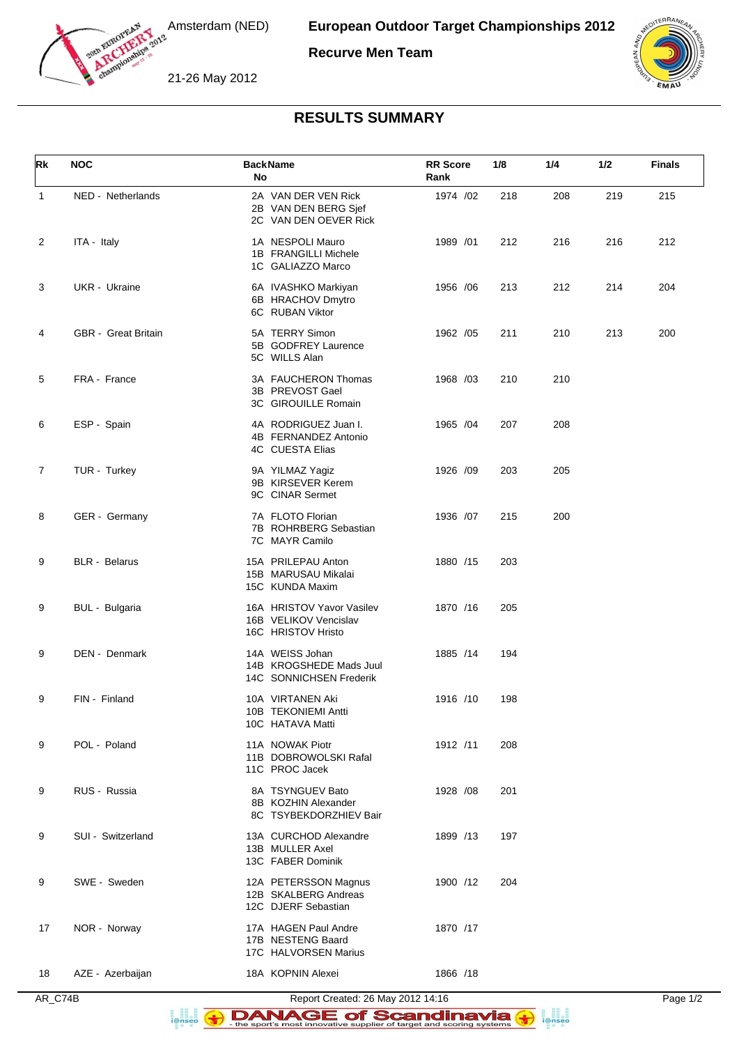Amsterdam (NED)

**European Outdoor Target Championships 2012**

**Recurve Men Team**

21-26 May 2012

## RESULTS SUMMARY

| Rk | NOC | Back No | Name | RR Score | Rank | 1/8 | 1/4 | 1/2 | Finals |
|---|---|---|---|---|---|---|---|---|---|
| 1 | NED - Netherlands | 2A<br>2B<br>2C | VAN DER VEN Rick<br>VAN DEN BERG Sjef<br>VAN DEN OEVER Rick | 1974 | /02 | 218 | 208 | 219 | 215 |
| 2 | ITA - Italy | 1A<br>1B<br>1C | NESPOLI Mauro<br>FRANGILLI Michele<br>GALIAZZO Marco | 1989 | /01 | 212 | 216 | 216 | 212 |
| 3 | UKR - Ukraine | 6A<br>6B<br>6C | IVASHKO Markiyan<br>HRACHOV Dmytro<br>RUBAN Viktor | 1956 | /06 | 213 | 212 | 214 | 204 |
| 4 | GBR - Great Britain | 5A<br>5B<br>5C | TERRY Simon<br>GODFREY Laurence<br>WILLS Alan | 1962 | /05 | 211 | 210 | 213 | 200 |
| 5 | FRA - France | 3A<br>3B<br>3C | FAUCHERON Thomas<br>PREVOST Gael<br>GIROUILLE Romain | 1968 | /03 | 210 | 210 | | |
| 6 | ESP - Spain | 4A<br>4B<br>4C | RODRIGUEZ Juan I.<br>FERNANDEZ Antonio<br>CUESTA Elias | 1965 | /04 | 207 | 208 | | |
| 7 | TUR - Turkey | 9A<br>9B<br>9C | YILMAZ Yagiz<br>KIRSEVER Kerem<br>CINAR Sermet | 1926 | /09 | 203 | 205 | | |
| 8 | GER - Germany | 7A<br>7B<br>7C | FLOTO Florian<br>ROHRBERG Sebastian<br>MAYR Camilo | 1936 | /07 | 215 | 200 | | |
| 9 | BLR - Belarus | 15A<br>15B<br>15C | PRILEPAU Anton<br>MARUSAU Mikalai<br>KUNDA Maxim | 1880 | /15 | 203 | | | |
| 9 | BUL - Bulgaria | 16A<br>16B<br>16C | HRISTOV Yavor Vasilev<br>VELIKOV Vencislav<br>HRISTOV Hristo | 1870 | /16 | 205 | | | |
| 9 | DEN - Denmark | 14A<br>14B<br>14C | WEISS Johan<br>KROGSHEDE Mads Juul<br>SONNICHSEN Frederik | 1885 | /14 | 194 | | | |
| 9 | FIN - Finland | 10A<br>10B<br>10C | VIRTANEN Aki<br>TEKONIEMI Antti<br>HATAVA Matti | 1916 | /10 | 198 | | | |
| 9 | POL - Poland | 11A<br>11B<br>11C | NOWAK Piotr<br>DOBROWOLSKI Rafal<br>PROC Jacek | 1912 | /11 | 208 | | | |
| 9 | RUS - Russia | 8A<br>8B<br>8C | TSYNGUEV Bato<br>KOZHIN Alexander<br>TSYBEKDORZHIEV Bair | 1928 | /08 | 201 | | | |
| 9 | SUI - Switzerland | 13A<br>13B<br>13C | CURCHOD Alexandre<br>MULLER Axel<br>FABER Dominik | 1899 | /13 | 197 | | | |
| 9 | SWE - Sweden | 12A<br>12B<br>12C | PETERSSON Magnus<br>SKALBERG Andreas<br>DJERF Sebastian | 1900 | /12 | 204 | | | |
| 17 | NOR - Norway | 17A<br>17B<br>17C | HAGEN Paul Andre<br>NESTENG Baard<br>HALVORSEN Marius | 1870 | /17 | | | | |
| 18 | AZE - Azerbaijan | 18A | KOPNIN Alexei | 1866 | /18 | | | | |

AR_C74B Report Created: 26 May 2012 14:16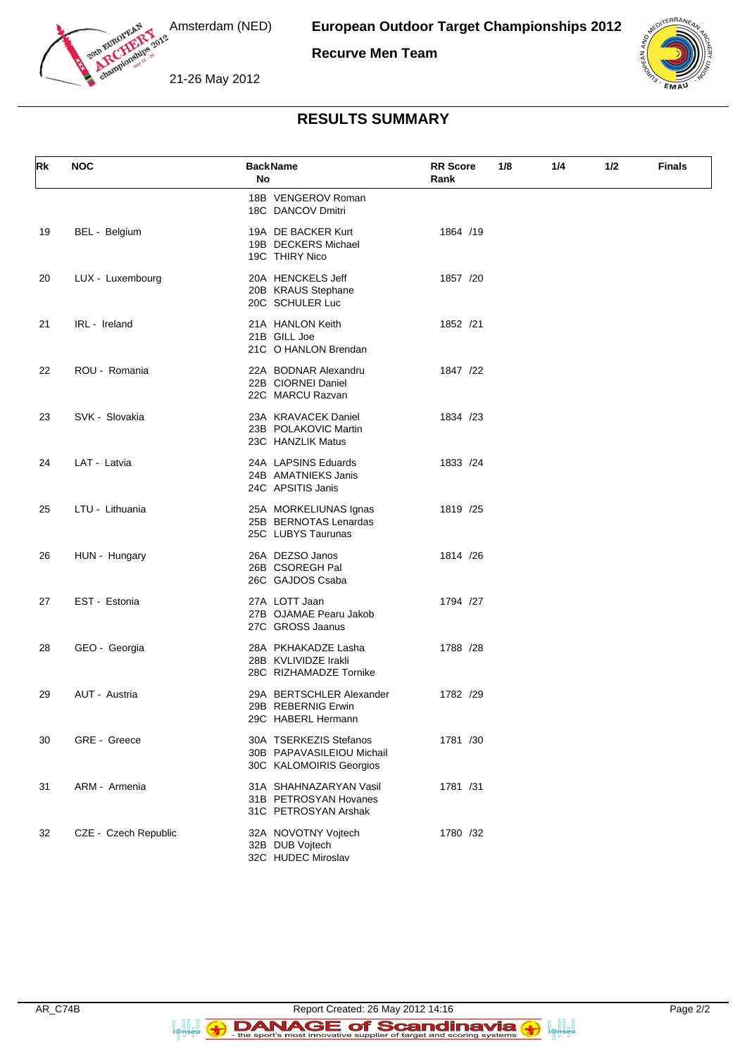## RESULTS SUMMARY

| Rk | NOC | Back No | Name | RR Score | Rank | 1/8 | 1/4 | 1/2 | Finals |
|---|---|---|---|---|---|---|---|---|---|
| | | 18B | VENGEROV Roman | | | | | | |
| | | 18C | DANCOV Dmitri | | | | | | |
| 19 | BEL - Belgium | 19A | DE BACKER Kurt | 1864 | /19 | | | | |
| | | 19B | DECKERS Michael | | | | | | |
| | | 19C | THIRY Nico | | | | | | |
| 20 | LUX - Luxembourg | 20A | HENCKELS Jeff | 1857 | /20 | | | | |
| | | 20B | KRAUS Stephane | | | | | | |
| | | 20C | SCHULER Luc | | | | | | |
| 21 | IRL - Ireland | 21A | HANLON Keith | 1852 | /21 | | | | |
| | | 21B | GILL Joe | | | | | | |
| | | 21C | O HANLON Brendan | | | | | | |
| 22 | ROU - Romania | 22A | BODNAR Alexandru | 1847 | /22 | | | | |
| | | 22B | CIORNEI Daniel | | | | | | |
| | | 22C | MARCU Razvan | | | | | | |
| 23 | SVK - Slovakia | 23A | KRAVACEK Daniel | 1834 | /23 | | | | |
| | | 23B | POLAKOVIC Martin | | | | | | |
| | | 23C | HANZLIK Matus | | | | | | |
| 24 | LAT - Latvia | 24A | LAPSINS Eduards | 1833 | /24 | | | | |
| | | 24B | AMATNIEKS Janis | | | | | | |
| | | 24C | APSITIS Janis | | | | | | |
| 25 | LTU - Lithuania | 25A | MORKELIUNAS Ignas | 1819 | /25 | | | | |
| | | 25B | BERNOTAS Lenardas | | | | | | |
| | | 25C | LUBYS Taurunas | | | | | | |
| 26 | HUN - Hungary | 26A | DEZSO Janos | 1814 | /26 | | | | |
| | | 26B | CSOREGH Pal | | | | | | |
| | | 26C | GAJDOS Csaba | | | | | | |
| 27 | EST - Estonia | 27A | LOTT Jaan | 1794 | /27 | | | | |
| | | 27B | OJAMAE Pearu Jakob | | | | | | |
| | | 27C | GROSS Jaanus | | | | | | |
| 28 | GEO - Georgia | 28A | PKHAKADZE Lasha | 1788 | /28 | | | | |
| | | 28B | KVLIVIDZE Irakli | | | | | | |
| | | 28C | RIZHAMADZE Tornike | | | | | | |
| 29 | AUT - Austria | 29A | BERTSCHLER Alexander | 1782 | /29 | | | | |
| | | 29B | REBERNIG Erwin | | | | | | |
| | | 29C | HABERL Hermann | | | | | | |
| 30 | GRE - Greece | 30A | TSERKEZIS Stefanos | 1781 | /30 | | | | |
| | | 30B | PAPAVASILEIOU Michail | | | | | | |
| | | 30C | KALOMOIRIS Georgios | | | | | | |
| 31 | ARM - Armenia | 31A | SHAHNAZARYAN Vasil | 1781 | /31 | | | | |
| | | 31B | PETROSYAN Hovanes | | | | | | |
| | | 31C | PETROSYAN Arshak | | | | | | |
| 32 | CZE - Czech Republic | 32A | NOVOTNY Vojtech | 1780 | /32 | | | | |
| | | 32B | DUB Vojtech | | | | | | |
| | | 32C | HUDEC Miroslav | | | | | | |

AR_C74B Report Created: 26 May 2012 14:16